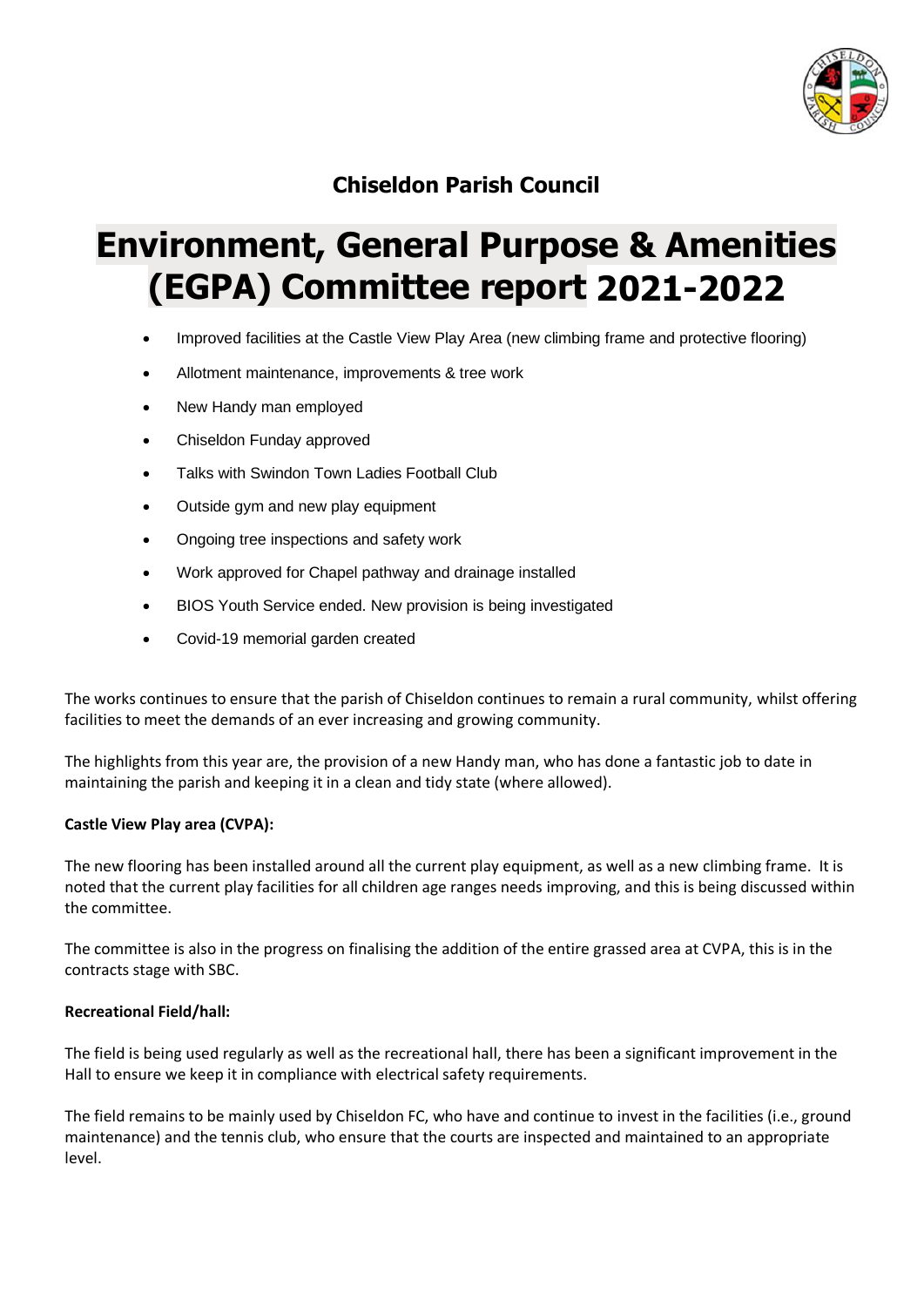## Chiseldon Parish Council

# Environment, General Purpose & Amenities (EGPA) Committee report 2021-2022

- Improved facilities at the Castle View Play Area (new climbing frame and protective flooring)
- Allotment maintenance, improvements & tree work
- New Handy man employed
- Chiseldon Funday approved
- Talks with Swindon Town Ladies Football Club
- Outside gym and new play equipment
- Ongoing tree inspections and safety work
- Work approved for Chapel pathway and drainage installed
- BIOS Youth Service ended. New provision is being investigated
- Covid-19 memorial garden created

The works continues to ensure that the parish of Chiseldon continues to remain a rural community, whilst offering facilities to meet the demands of an ever increasing and growing community.

The highlights from this year are, the provision of a new Handy man, who has done a fantastic job to date in maintaining the parish and keeping it in a clean and tidy state (where allowed).

**Castle View Play area (CVPA):**

The new flooring has been installed around all the current play equipment, as well as a new climbing frame. It is noted that the current play facilities for all children age ranges needs improving, and this is being discussed within the committee.

The committee is also in the progress on finalising the addition of the entire grassed area at CVPA, this is in the contracts stage with SBC.

**Recreational Field/hall:**

The field is being used regularly as well as the recreational hall, there has been a significant improvement in the Hall to ensure we keep it in compliance with electrical safety requirements.

The field remains to be mainly used by Chiseldon FC, who have and continue to invest in the facilities (i.e., ground maintenance) and the tennis club, who ensure that the courts are inspected and maintained to an appropriate level.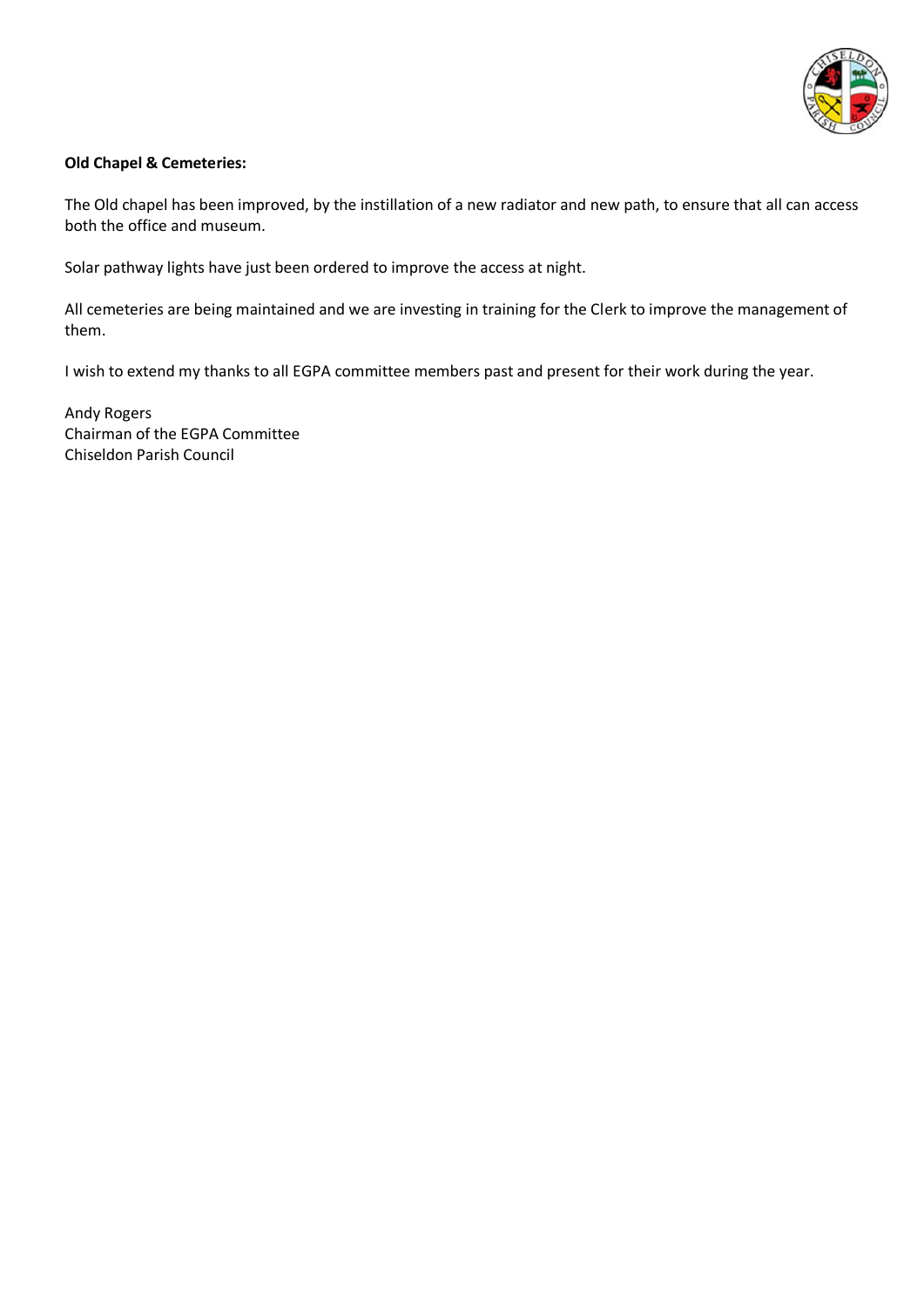**Old Chapel & Cemeteries:**

The Old chapel has been improved, by the instillation of a new radiator and new path, to ensure that all can access both the office and museum.

Solar pathway lights have just been ordered to improve the access at night.

All cemeteries are being maintained and we are investing in training for the Clerk to improve the management of them.

I wish to extend my thanks to all EGPA committee members past and present for their work during the year.

Andy Rogers  
Chairman of the EGPA Committee  
Chiseldon Parish Council